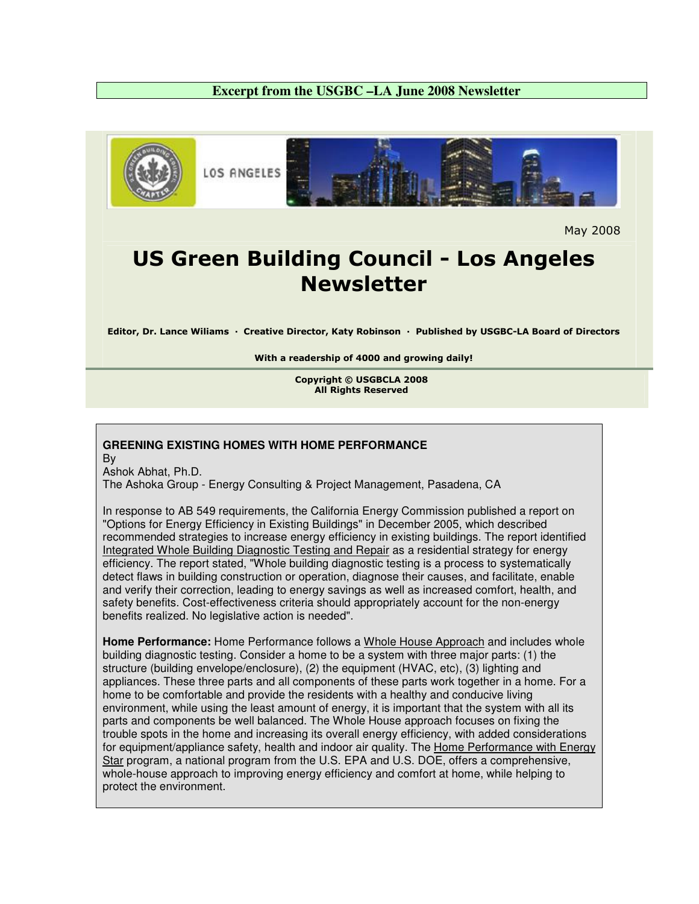**Excerpt from the USGBC –LA June 2008 Newsletter**

LOS ANGELES

May 2008

# US Green Building Council - Los Angeles Newsletter

**Editor, Dr. Lance Wiliams · Creative Director, Katy Robinson · Published by USGBC-LA Board of Directors**

**With a readership of 4000 and growing daily!**

**Copyright © USGBCLA 2008**
**All Rights Reserved**

## GREENING EXISTING HOMES WITH HOME PERFORMANCE

By
Ashok Abhat, Ph.D.
The Ashoka Group - Energy Consulting & Project Management, Pasadena, CA

In response to AB 549 requirements, the California Energy Commission published a report on "Options for Energy Efficiency in Existing Buildings" in December 2005, which described recommended strategies to increase energy efficiency in existing buildings. The report identified Integrated Whole Building Diagnostic Testing and Repair as a residential strategy for energy efficiency. The report stated, "Whole building diagnostic testing is a process to systematically detect flaws in building construction or operation, diagnose their causes, and facilitate, enable and verify their correction, leading to energy savings as well as increased comfort, health, and safety benefits. Cost-effectiveness criteria should appropriately account for the non-energy benefits realized. No legislative action is needed".

**Home Performance:** Home Performance follows a Whole House Approach and includes whole building diagnostic testing. Consider a home to be a system with three major parts: (1) the structure (building envelope/enclosure), (2) the equipment (HVAC, etc), (3) lighting and appliances. These three parts and all components of these parts work together in a home. For a home to be comfortable and provide the residents with a healthy and conducive living environment, while using the least amount of energy, it is important that the system with all its parts and components be well balanced. The Whole House approach focuses on fixing the trouble spots in the home and increasing its overall energy efficiency, with added considerations for equipment/appliance safety, health and indoor air quality. The Home Performance with Energy Star program, a national program from the U.S. EPA and U.S. DOE, offers a comprehensive, whole-house approach to improving energy efficiency and comfort at home, while helping to protect the environment.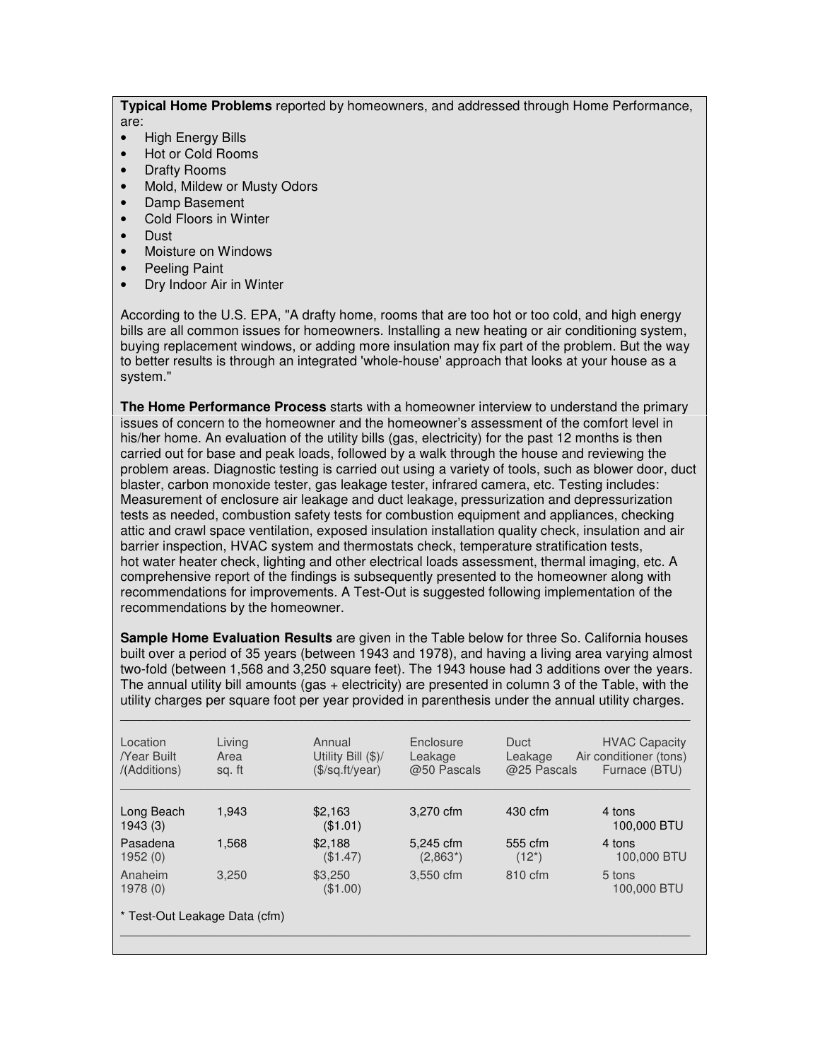**Typical Home Problems** reported by homeowners, and addressed through Home Performance, are:

- High Energy Bills
- Hot or Cold Rooms
- Drafty Rooms
- Mold, Mildew or Musty Odors
- Damp Basement
- Cold Floors in Winter
- Dust
- Moisture on Windows
- Peeling Paint
- Dry Indoor Air in Winter

According to the U.S. EPA, "A drafty home, rooms that are too hot or too cold, and high energy bills are all common issues for homeowners. Installing a new heating or air conditioning system, buying replacement windows, or adding more insulation may fix part of the problem. But the way to better results is through an integrated 'whole-house' approach that looks at your house as a system."

**The Home Performance Process** starts with a homeowner interview to understand the primary issues of concern to the homeowner and the homeowner's assessment of the comfort level in his/her home. An evaluation of the utility bills (gas, electricity) for the past 12 months is then carried out for base and peak loads, followed by a walk through the house and reviewing the problem areas. Diagnostic testing is carried out using a variety of tools, such as blower door, duct blaster, carbon monoxide tester, gas leakage tester, infrared camera, etc. Testing includes: Measurement of enclosure air leakage and duct leakage, pressurization and depressurization tests as needed, combustion safety tests for combustion equipment and appliances, checking attic and crawl space ventilation, exposed insulation installation quality check, insulation and air barrier inspection, HVAC system and thermostats check, temperature stratification tests, hot water heater check, lighting and other electrical loads assessment, thermal imaging, etc. A comprehensive report of the findings is subsequently presented to the homeowner along with recommendations for improvements. A Test-Out is suggested following implementation of the recommendations by the homeowner.

**Sample Home Evaluation Results** are given in the Table below for three So. California houses built over a period of 35 years (between 1943 and 1978), and having a living area varying almost two-fold (between 1,568 and 3,250 square feet). The 1943 house had 3 additions over the years. The annual utility bill amounts (gas + electricity) are presented in column 3 of the Table, with the utility charges per square foot per year provided in parenthesis under the annual utility charges.

| Location /Year Built /(Additions) | Living Area sq. ft | Annual Utility Bill ($)/ ($/sq.ft/year) | Enclosure Leakage @50 Pascals | Duct Leakage @25 Pascals | HVAC Capacity Air conditioner (tons) Furnace (BTU) |
|---|---|---|---|---|---|
| Long Beach 1943 (3) | 1,943 | $2,163 ($1.01) | 3,270 cfm | 430 cfm | 4 tons 100,000 BTU |
| Pasadena 1952 (0) | 1,568 | $2,188 ($1.47) | 5,245 cfm (2,863*) | 555 cfm (12*) | 4 tons 100,000 BTU |
| Anaheim 1978 (0) | 3,250 | $3,250 ($1.00) | 3,550 cfm | 810 cfm | 5 tons 100,000 BTU |

* Test-Out Leakage Data (cfm)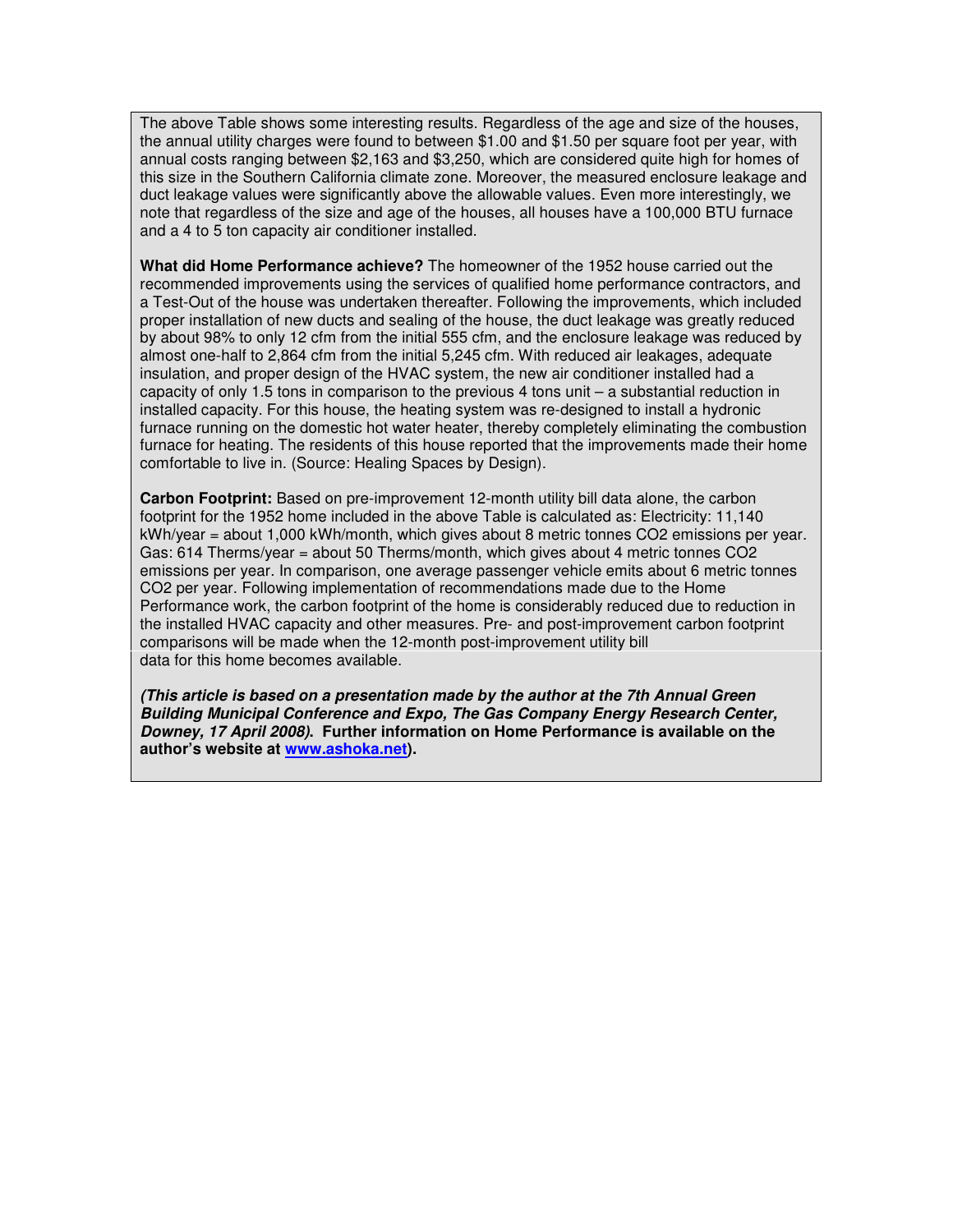The above Table shows some interesting results. Regardless of the age and size of the houses, the annual utility charges were found to between $1.00 and $1.50 per square foot per year, with annual costs ranging between $2,163 and $3,250, which are considered quite high for homes of this size in the Southern California climate zone. Moreover, the measured enclosure leakage and duct leakage values were significantly above the allowable values. Even more interestingly, we note that regardless of the size and age of the houses, all houses have a 100,000 BTU furnace and a 4 to 5 ton capacity air conditioner installed.

**What did Home Performance achieve?** The homeowner of the 1952 house carried out the recommended improvements using the services of qualified home performance contractors, and a Test-Out of the house was undertaken thereafter. Following the improvements, which included proper installation of new ducts and sealing of the house, the duct leakage was greatly reduced by about 98% to only 12 cfm from the initial 555 cfm, and the enclosure leakage was reduced by almost one-half to 2,864 cfm from the initial 5,245 cfm. With reduced air leakages, adequate insulation, and proper design of the HVAC system, the new air conditioner installed had a capacity of only 1.5 tons in comparison to the previous 4 tons unit – a substantial reduction in installed capacity. For this house, the heating system was re-designed to install a hydronic furnace running on the domestic hot water heater, thereby completely eliminating the combustion furnace for heating. The residents of this house reported that the improvements made their home comfortable to live in. (Source: Healing Spaces by Design).

**Carbon Footprint:** Based on pre-improvement 12-month utility bill data alone, the carbon footprint for the 1952 home included in the above Table is calculated as: Electricity: 11,140 kWh/year = about 1,000 kWh/month, which gives about 8 metric tonnes $CO_2$ emissions per year. Gas: 614 Therms/year = about 50 Therms/month, which gives about 4 metric tonnes $CO_2$ emissions per year. In comparison, one average passenger vehicle emits about 6 metric tonnes $CO_2$ per year. Following implementation of recommendations made due to the Home Performance work, the carbon footprint of the home is considerably reduced due to reduction in the installed HVAC capacity and other measures. Pre- and post-improvement carbon footprint comparisons will be made when the 12-month post-improvement utility bill data for this home becomes available.

***(This article is based on a presentation made by the author at the 7th Annual Green Building Municipal Conference and Expo, The Gas Company Energy Research Center, Downey, 17 April 2008).*** **Further information on Home Performance is available on the author's website at [www.ashoka.net](http://www.ashoka.net)).**